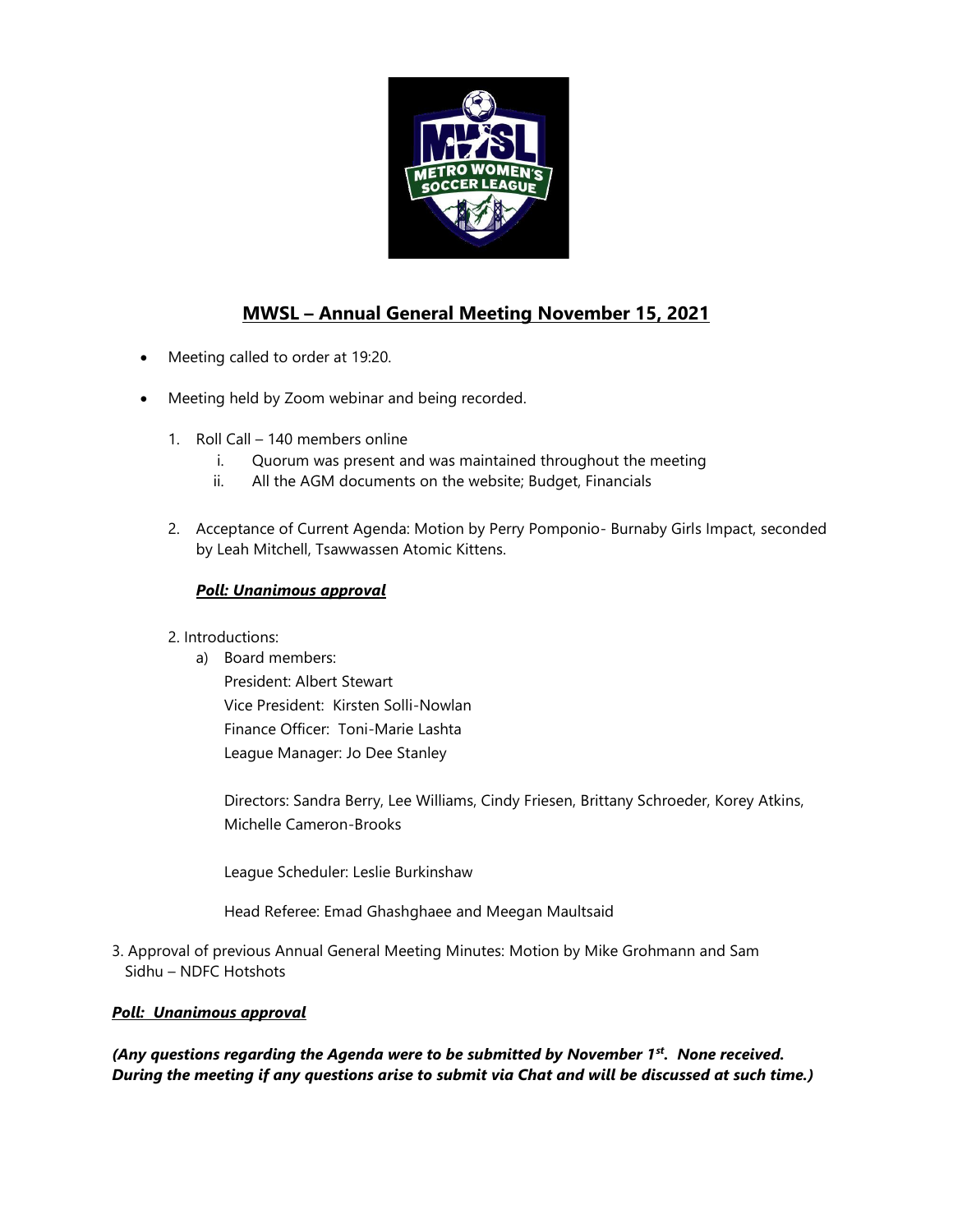## MWSL – Annual General Meeting November 15, 2021

- Meeting called to order at 19:20.
- Meeting held by Zoom webinar and being recorded.

1. Roll Call – 140 members online
   i. Quorum was present and was maintained throughout the meeting
   ii. All the AGM documents on the website; Budget, Financials

2. Acceptance of Current Agenda: Motion by Perry Pomponio- Burnaby Girls Impact, seconded by Leah Mitchell, Tsawwassen Atomic Kittens.

   ***Poll: Unanimous approval***

2. Introductions:
   a) Board members:
      President: Albert Stewart
      Vice President: Kirsten Solli-Nowlan
      Finance Officer: Toni-Marie Lashta
      League Manager: Jo Dee Stanley

      Directors: Sandra Berry, Lee Williams, Cindy Friesen, Brittany Schroeder, Korey Atkins, Michelle Cameron-Brooks

      League Scheduler: Leslie Burkinshaw

      Head Referee: Emad Ghashghaee and Meegan Maultsaid

3. Approval of previous Annual General Meeting Minutes: Motion by Mike Grohmann and Sam Sidhu – NDFC Hotshots

***Poll: Unanimous approval***

***(Any questions regarding the Agenda were to be submitted by November 1st. None received. During the meeting if any questions arise to submit via Chat and will be discussed at such time.)***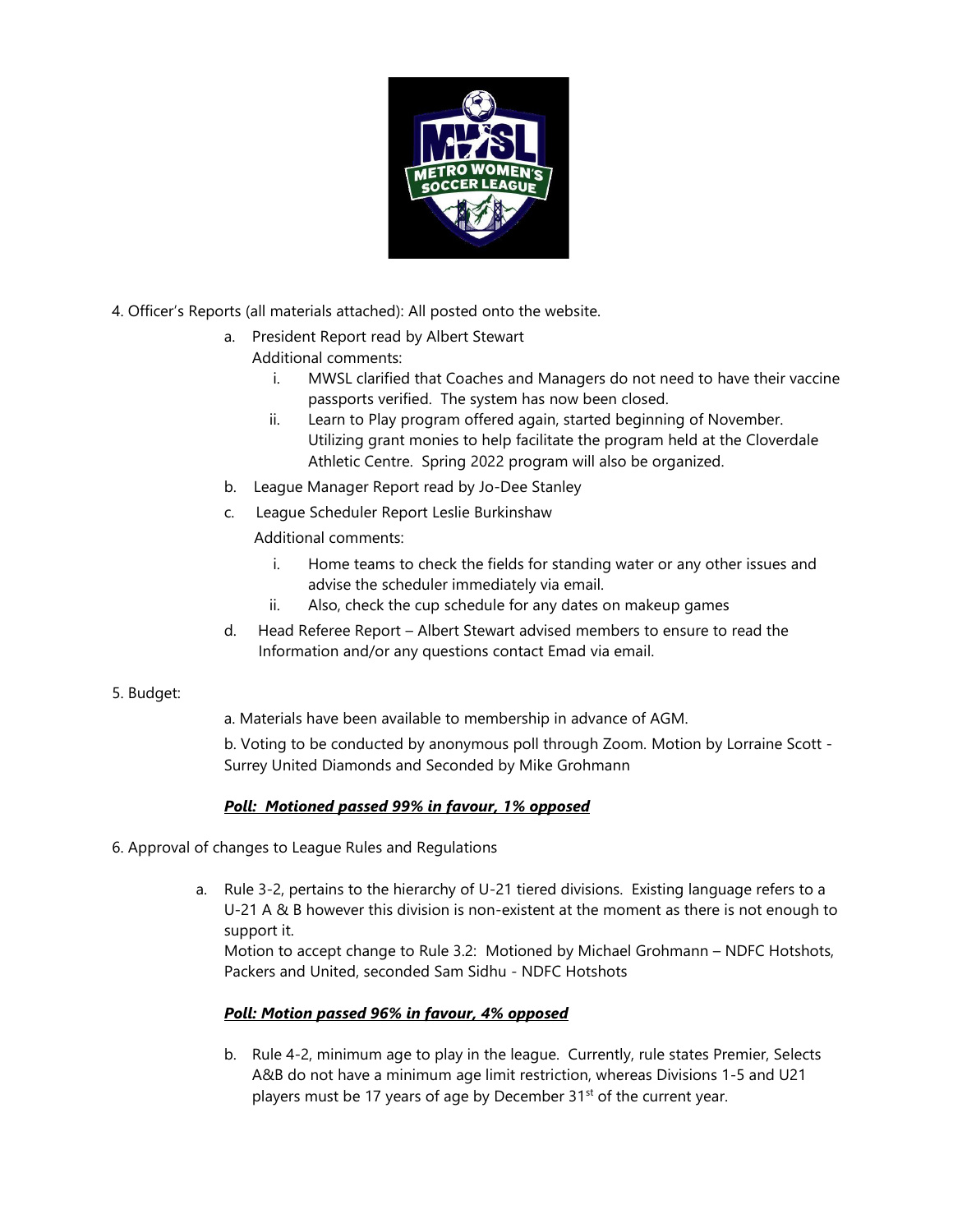4. Officer's Reports (all materials attached): All posted onto the website.
   a. President Report read by Albert Stewart
      Additional comments:
      i. MWSL clarified that Coaches and Managers do not need to have their vaccine passports verified. The system has now been closed.
      ii. Learn to Play program offered again, started beginning of November. Utilizing grant monies to help facilitate the program held at the Cloverdale Athletic Centre. Spring 2022 program will also be organized.
   b. League Manager Report read by Jo-Dee Stanley
   c. League Scheduler Report Leslie Burkinshaw
      Additional comments:
      i. Home teams to check the fields for standing water or any other issues and advise the scheduler immediately via email.
      ii. Also, check the cup schedule for any dates on makeup games
   d. Head Referee Report – Albert Stewart advised members to ensure to read the Information and/or any questions contact Emad via email.

5. Budget:

   a. Materials have been available to membership in advance of AGM.

   b. Voting to be conducted by anonymous poll through Zoom. Motion by Lorraine Scott - Surrey United Diamonds and Seconded by Mike Grohmann

   ***Poll: Motioned passed 99% in favour, 1% opposed***

6. Approval of changes to League Rules and Regulations

   a. Rule 3-2, pertains to the hierarchy of U-21 tiered divisions. Existing language refers to a U-21 A & B however this division is non-existent at the moment as there is not enough to support it.
      Motion to accept change to Rule 3.2: Motioned by Michael Grohmann – NDFC Hotshots, Packers and United, seconded Sam Sidhu - NDFC Hotshots

   ***Poll: Motion passed 96% in favour, 4% opposed***

   b. Rule 4-2, minimum age to play in the league. Currently, rule states Premier, Selects A&B do not have a minimum age limit restriction, whereas Divisions 1-5 and U21 players must be 17 years of age by December 31st of the current year.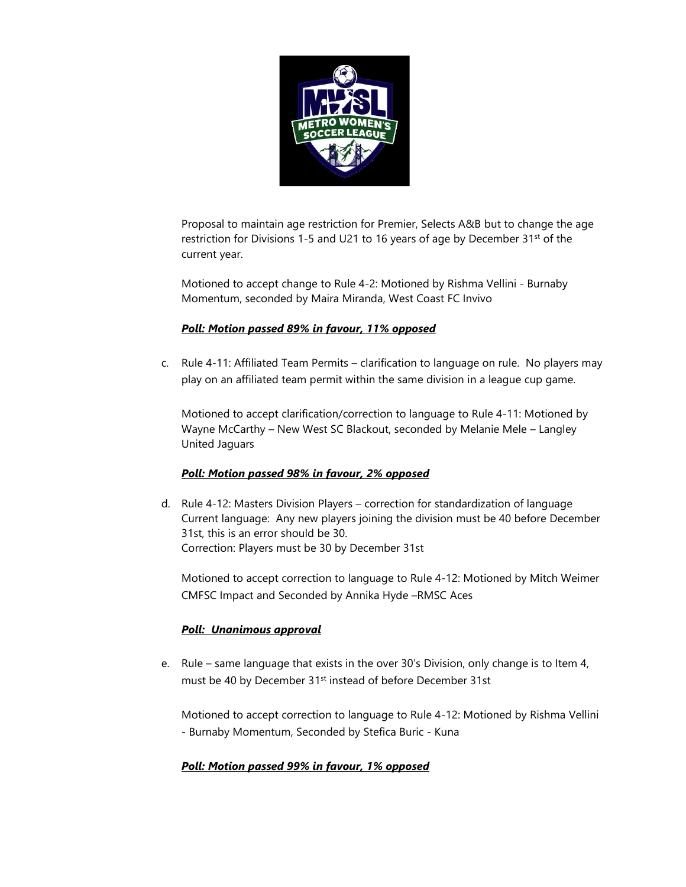Proposal to maintain age restriction for Premier, Selects A&B but to change the age restriction for Divisions 1-5 and U21 to 16 years of age by December 31st of the current year.

Motioned to accept change to Rule 4-2: Motioned by Rishma Vellini - Burnaby Momentum, seconded by Maira Miranda, West Coast FC Invivo

***Poll: Motion passed 89% in favour, 11% opposed***

c. Rule 4-11: Affiliated Team Permits – clarification to language on rule. No players may play on an affiliated team permit within the same division in a league cup game.

   Motioned to accept clarification/correction to language to Rule 4-11: Motioned by Wayne McCarthy – New West SC Blackout, seconded by Melanie Mele – Langley United Jaguars

   ***Poll: Motion passed 98% in favour, 2% opposed***

d. Rule 4-12: Masters Division Players – correction for standardization of language
   Current language: Any new players joining the division must be 40 before December 31st, this is an error should be 30.
   Correction: Players must be 30 by December 31st

   Motioned to accept correction to language to Rule 4-12: Motioned by Mitch Weimer CMFSC Impact and Seconded by Annika Hyde –RMSC Aces

   ***Poll: Unanimous approval***

e. Rule – same language that exists in the over 30's Division, only change is to Item 4, must be 40 by December 31st instead of before December 31st

   Motioned to accept correction to language to Rule 4-12: Motioned by Rishma Vellini - Burnaby Momentum, Seconded by Stefica Buric - Kuna

   ***Poll: Motion passed 99% in favour, 1% opposed***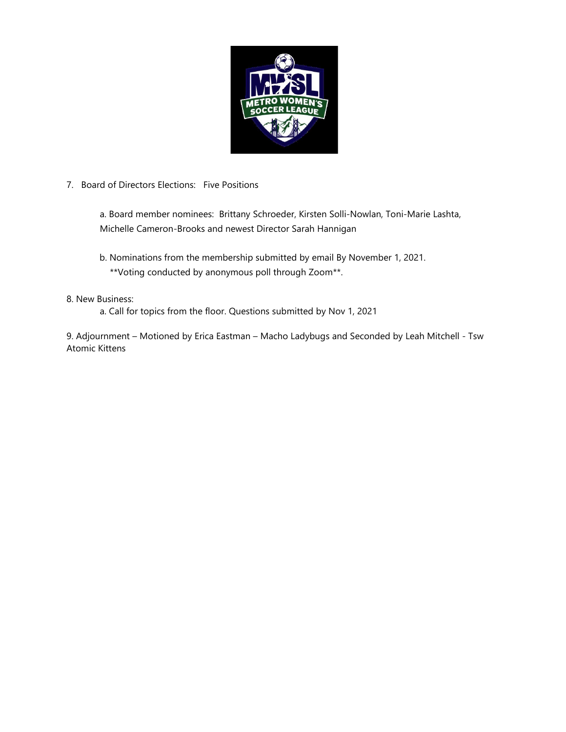7. Board of Directors Elections: Five Positions

    a. Board member nominees: Brittany Schroeder, Kirsten Solli-Nowlan, Toni-Marie Lashta, Michelle Cameron-Brooks and newest Director Sarah Hannigan

    b. Nominations from the membership submitted by email By November 1, 2021.
    **Voting conducted by anonymous poll through Zoom**.

8. New Business:

    a. Call for topics from the floor. Questions submitted by Nov 1, 2021

9. Adjournment – Motioned by Erica Eastman – Macho Ladybugs and Seconded by Leah Mitchell - Tsw Atomic Kittens